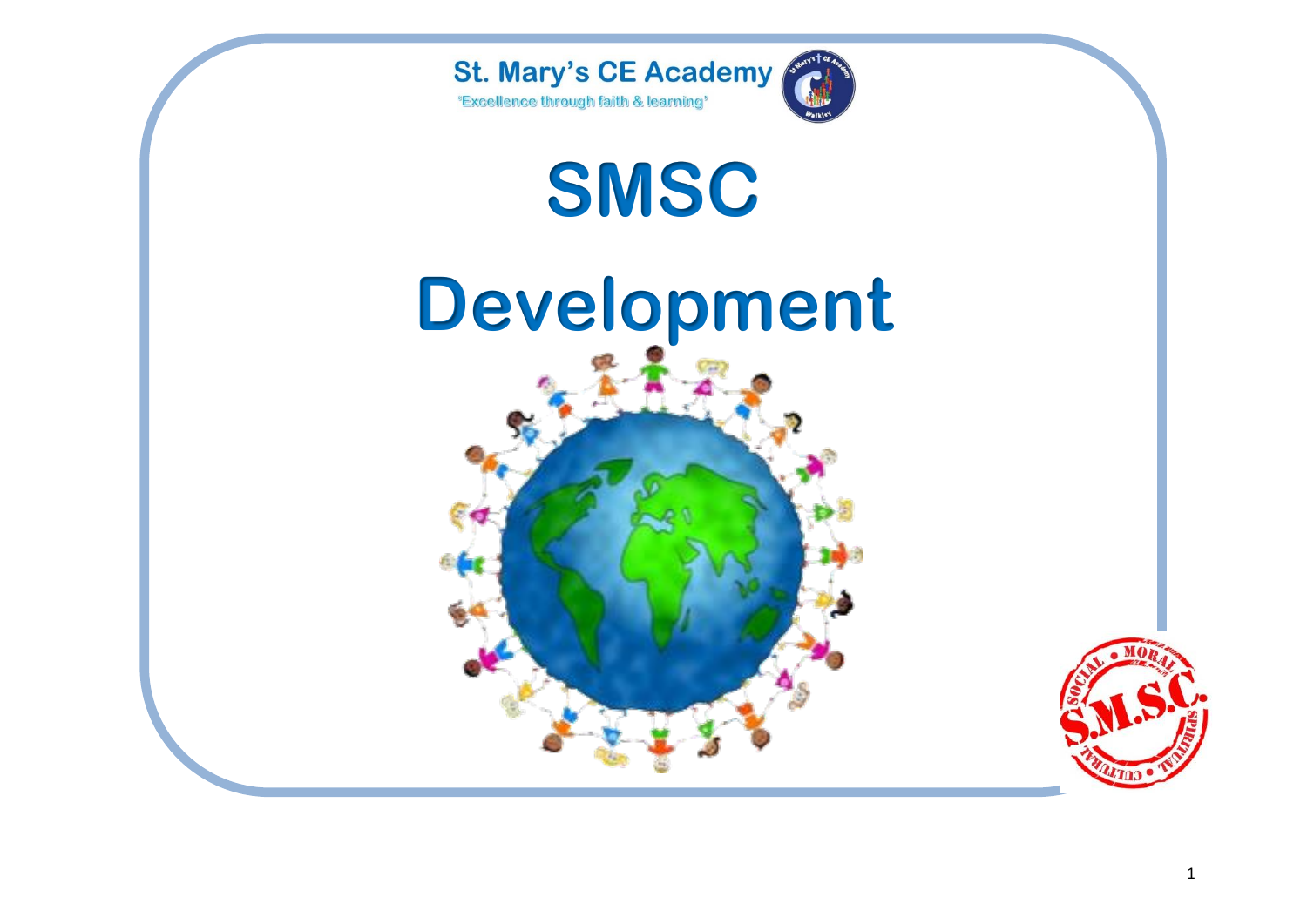St. Mary's CE Academy

'Excellence through faith & learning'

# SMSC

# Development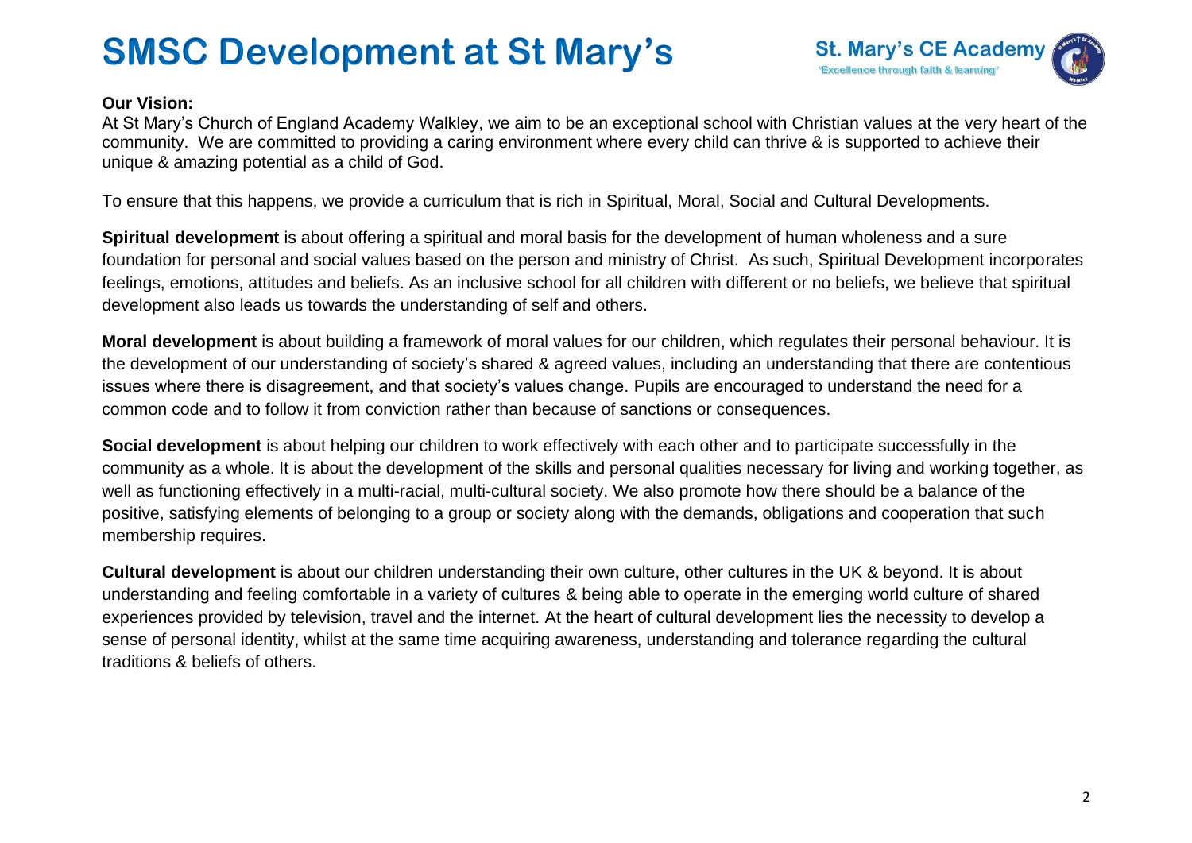# SMSC Development at St Mary's

St. Mary's CE Academy
'Excellence through faith & learning'

**Our Vision:**

At St Mary's Church of England Academy Walkley, we aim to be an exceptional school with Christian values at the very heart of the community. We are committed to providing a caring environment where every child can thrive & is supported to achieve their unique & amazing potential as a child of God.

To ensure that this happens, we provide a curriculum that is rich in Spiritual, Moral, Social and Cultural Developments.

**Spiritual development** is about offering a spiritual and moral basis for the development of human wholeness and a sure foundation for personal and social values based on the person and ministry of Christ. As such, Spiritual Development incorporates feelings, emotions, attitudes and beliefs. As an inclusive school for all children with different or no beliefs, we believe that spiritual development also leads us towards the understanding of self and others.

**Moral development** is about building a framework of moral values for our children, which regulates their personal behaviour. It is the development of our understanding of society's shared & agreed values, including an understanding that there are contentious issues where there is disagreement, and that society's values change. Pupils are encouraged to understand the need for a common code and to follow it from conviction rather than because of sanctions or consequences.

**Social development** is about helping our children to work effectively with each other and to participate successfully in the community as a whole. It is about the development of the skills and personal qualities necessary for living and working together, as well as functioning effectively in a multi-racial, multi-cultural society. We also promote how there should be a balance of the positive, satisfying elements of belonging to a group or society along with the demands, obligations and cooperation that such membership requires.

**Cultural development** is about our children understanding their own culture, other cultures in the UK & beyond. It is about understanding and feeling comfortable in a variety of cultures & being able to operate in the emerging world culture of shared experiences provided by television, travel and the internet. At the heart of cultural development lies the necessity to develop a sense of personal identity, whilst at the same time acquiring awareness, understanding and tolerance regarding the cultural traditions & beliefs of others.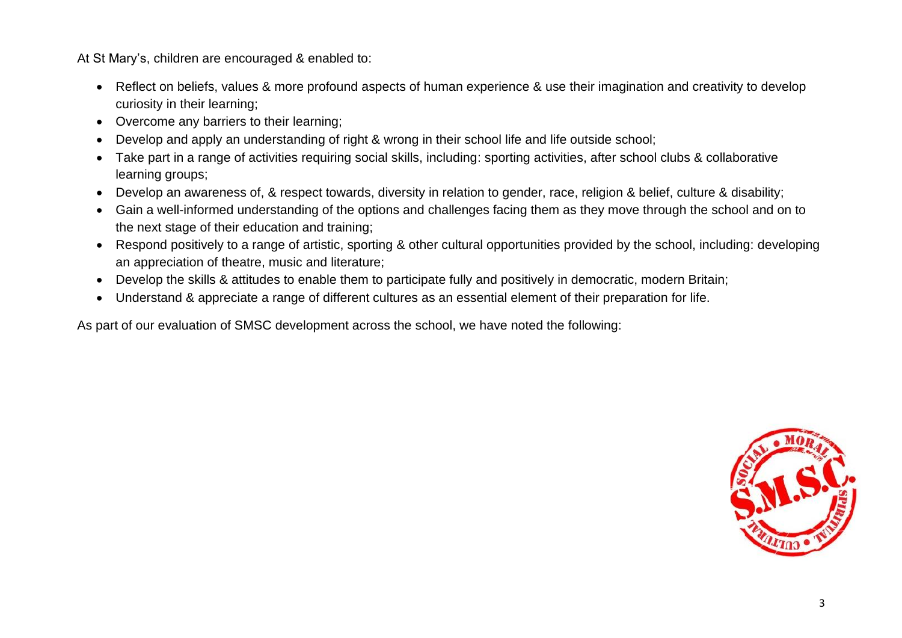At St Mary's, children are encouraged & enabled to:

- Reflect on beliefs, values & more profound aspects of human experience & use their imagination and creativity to develop curiosity in their learning;
- Overcome any barriers to their learning;
- Develop and apply an understanding of right & wrong in their school life and life outside school;
- Take part in a range of activities requiring social skills, including: sporting activities, after school clubs & collaborative learning groups;
- Develop an awareness of, & respect towards, diversity in relation to gender, race, religion & belief, culture & disability;
- Gain a well-informed understanding of the options and challenges facing them as they move through the school and on to the next stage of their education and training;
- Respond positively to a range of artistic, sporting & other cultural opportunities provided by the school, including: developing an appreciation of theatre, music and literature;
- Develop the skills & attitudes to enable them to participate fully and positively in democratic, modern Britain;
- Understand & appreciate a range of different cultures as an essential element of their preparation for life.

As part of our evaluation of SMSC development across the school, we have noted the following: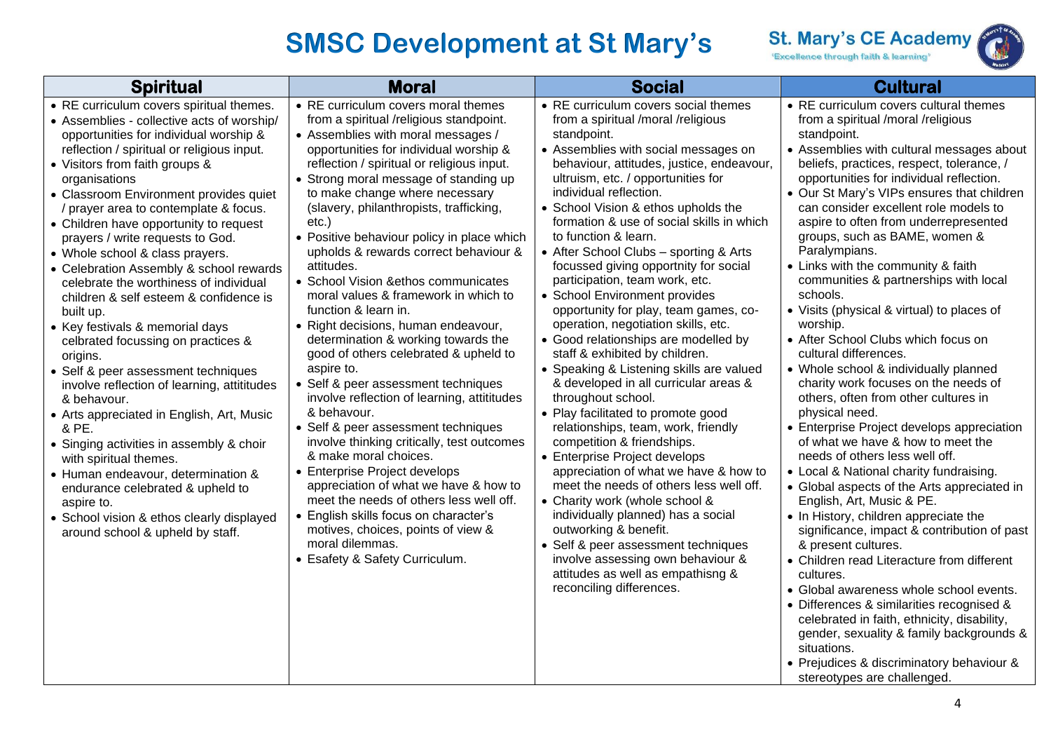# SMSC Development at St Mary's

St. Mary's CE Academy
'Excellence through faith & learning'

| Spiritual | Moral | Social | Cultural |
|---|---|---|---|
| • RE curriculum covers spiritual themes.<br>• Assemblies - collective acts of worship/ opportunities for individual worship & reflection / spiritual or religious input.<br>• Visitors from faith groups & organisations<br>• Classroom Environment provides quiet / prayer area to contemplate & focus.<br>• Children have opportunity to request prayers / write requests to God.<br>• Whole school & class prayers.<br>• Celebration Assembly & school rewards celebrate the worthiness of individual children & self esteem & confidence is built up.<br>• Key festivals & memorial days celbrated focussing on practices & origins.<br>• Self & peer assessment techniques involve reflection of learning, attititudes & behavour.<br>• Arts appreciated in English, Art, Music & PE.<br>• Singing activities in assembly & choir with spiritual themes.<br>• Human endeavour, determination & endurance celebrated & upheld to aspire to.<br>• School vision & ethos clearly displayed around school & upheld by staff. | • RE curriculum covers moral themes from a spiritual /religious standpoint.<br>• Assemblies with moral messages / opportunities for individual worship & reflection / spiritual or religious input.<br>• Strong moral message of standing up to make change where necessary (slavery, philanthropists, trafficking, etc.)<br>• Positive behaviour policy in place which upholds & rewards correct behaviour & attitudes.<br>• School Vision &ethos communicates moral values & framework in which to function & learn in.<br>• Right decisions, human endeavour, determination & working towards the good of others celebrated & upheld to aspire to.<br>• Self & peer assessment techniques involve reflection of learning, attititudes & behavour.<br>• Self & peer assessment techniques involve thinking critically, test outcomes & make moral choices.<br>• Enterprise Project develops appreciation of what we have & how to meet the needs of others less well off.<br>• English skills focus on character's motives, choices, points of view & moral dilemmas.<br>• Esafety & Safety Curriculum. | • RE curriculum covers social themes from a spiritual /moral /religious standpoint.<br>• Assemblies with social messages on behaviour, attitudes, justice, endeavour, ultruism, etc. / opportunities for individual reflection.<br>• School Vision & ethos upholds the formation & use of social skills in which to function & learn.<br>• After School Clubs – sporting & Arts focussed giving opportnity for social participation, team work, etc.<br>• School Environment provides opportunity for play, team games, co-operation, negotiation skills, etc.<br>• Good relationships are modelled by staff & exhibited by children.<br>• Speaking & Listening skills are valued & developed in all curricular areas & throughout school.<br>• Play facilitated to promote good relationships, team, work, friendly competition & friendships.<br>• Enterprise Project develops appreciation of what we have & how to meet the needs of others less well off.<br>• Charity work (whole school & individually planned) has a social outworking & benefit.<br>• Self & peer assessment techniques involve assessing own behaviour & attitudes as well as empathisng & reconciling differences. | • RE curriculum covers cultural themes from a spiritual /moral /religious standpoint.<br>• Assemblies with cultural messages about beliefs, practices, respect, tolerance, / opportunities for individual reflection.<br>• Our St Mary's VIPs ensures that children can consider excellent role models to aspire to often from underrepresented groups, such as BAME, women & Paralympians.<br>• Links with the community & faith communities & partnerships with local schools.<br>• Visits (physical & virtual) to places of worship.<br>• After School Clubs which focus on cultural differences.<br>• Whole school & individually planned charity work focuses on the needs of others, often from other cultures in physical need.<br>• Enterprise Project develops appreciation of what we have & how to meet the needs of others less well off.<br>• Local & National charity fundraising.<br>• Global aspects of the Arts appreciated in English, Art, Music & PE.<br>• In History, children appreciate the significance, impact & contribution of past & present cultures.<br>• Children read Literature from different cultures.<br>• Global awareness whole school events.<br>• Differences & similarities recognised & celebrated in faith, ethnicity, disability, gender, sexuality & family backgrounds & situations.<br>• Prejudices & discriminatory behaviour & stereotypes are challenged. |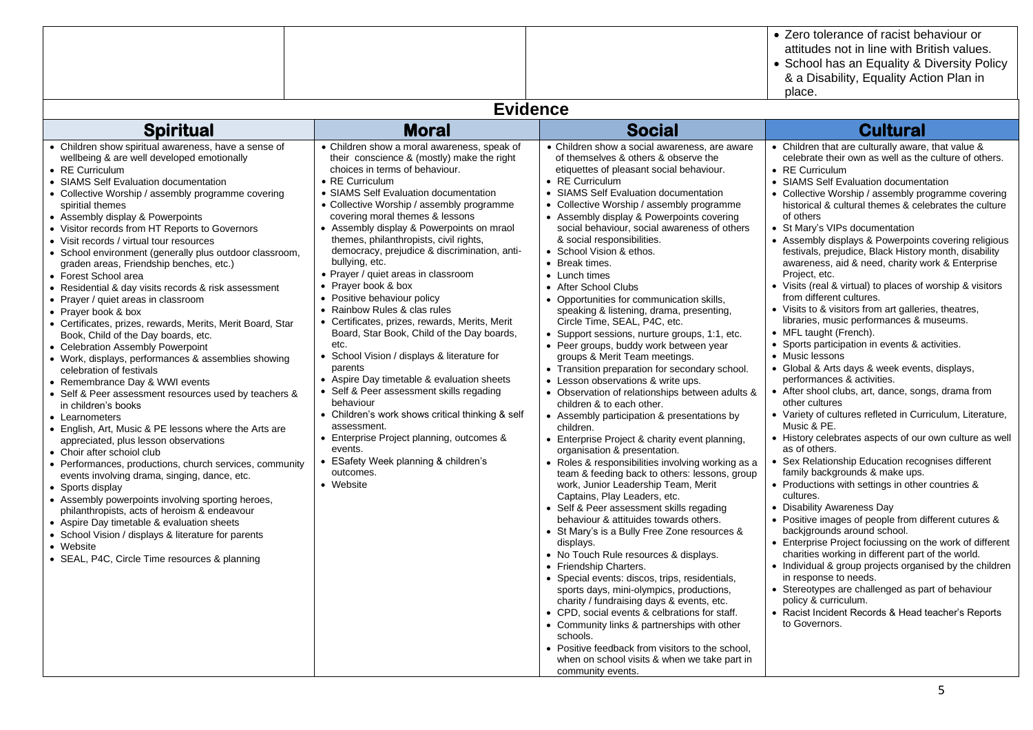| | | | |
|---|---|---|---|
| | | | • Zero tolerance of racist behaviour or attitudes not in line with British values.<br>• School has an Equality & Diversity Policy & a Disability, Equality Action Plan in place. |

## Evidence

| Spiritual | Moral | Social | Cultural |
|---|---|---|---|
| • Children show spiritual awareness, have a sense of wellbeing & are well developed emotionally<br>• RE Curriculum<br>• SIAMS Self Evaluation documentation<br>• Collective Worship / assembly programme covering spiritial themes<br>• Assembly display & Powerpoints<br>• Visitor records from HT Reports to Governors<br>• Visit records / virtual tour resources<br>• School environment (generally plus outdoor classroom, graden areas, Friendship benches, etc.)<br>• Forest School area<br>• Residential & day visits records & risk assessment<br>• Prayer / quiet areas in classroom<br>• Prayer book & box<br>• Certificates, prizes, rewards, Merits, Merit Board, Star Book, Child of the Day boards, etc.<br>• Celebration Assembly Powerpoint<br>• Work, displays, performances & assemblies showing celebration of festivals<br>• Remembrance Day & WWI events<br>• Self & Peer assessment resources used by teachers & in children's books<br>• Learnometers<br>• English, Art, Music & PE lessons where the Arts are appreciated, plus lesson observations<br>• Choir after schoiol club<br>• Performances, productions, church services, community events involving drama, singing, dance, etc.<br>• Sports display<br>• Assembly powerpoints involving sporting heroes, philanthropists, acts of heroism & endeavour<br>• Aspire Day timetable & evaluation sheets<br>• School Vision / displays & literature for parents<br>• Website<br>• SEAL, P4C, Circle Time resources & planning | • Children show a moral awareness, speak of their conscience & (mostly) make the right choices in terms of behaviour.<br>• RE Curriculum<br>• SIAMS Self Evaluation documentation<br>• Collective Worship / assembly programme covering moral themes & lessons<br>• Assembly display & Powerpoints on mraol themes, philanthropists, civil rights, democracy, prejudice & discrimination, anti-bullying, etc.<br>• Prayer / quiet areas in classroom<br>• Prayer book & box<br>• Positive behaviour policy<br>• Rainbow Rules & clas rules<br>• Certificates, prizes, rewards, Merits, Merit Board, Star Book, Child of the Day boards, etc.<br>• School Vision / displays & literature for parents<br>• Aspire Day timetable & evaluation sheets<br>• Self & Peer assessment skills regading behaviour<br>• Children's work shows critical thinking & self assessment.<br>• Enterprise Project planning, outcomes & events.<br>• ESafety Week planning & children's outcomes.<br>• Website | • Children show a social awareness, are aware of themselves & others & observe the etiquettes of pleasant social behaviour.<br>• RE Curriculum<br>• SIAMS Self Evaluation documentation<br>• Collective Worship / assembly programme<br>• Assembly display & Powerpoints covering social behaviour, social awareness of others & social responsibilities.<br>• School Vision & ethos.<br>• Break times.<br>• Lunch times<br>• After School Clubs<br>• Opportunities for communication skills, speaking & listening, drama, presenting, Circle Time, SEAL, P4C, etc.<br>• Support sessions, nurture groups, 1:1, etc.<br>• Peer groups, buddy work between year groups & Merit Team meetings.<br>• Transition preparation for secondary school.<br>• Lesson observations & write ups.<br>• Observation of relationships between adults & children & to each other.<br>• Assembly participation & presentations by children.<br>• Enterprise Project & charity event planning, organisation & presentation.<br>• Roles & responsibilities involving working as a team & feeding back to others: lessons, group work, Junior Leadership Team, Merit Captains, Play Leaders, etc.<br>• Self & Peer assessment skills regading behaviour & attituides towards others.<br>• St Mary's is a Bully Free Zone resources & displays.<br>• No Touch Rule resources & displays.<br>• Friendship Charters.<br>• Special events: discos, trips, residentials, sports days, mini-olympics, productions, charity / fundraising days & events, etc.<br>• CPD, social events & celbrations for staff.<br>• Community links & partnerships with other schools.<br>• Positive feedback from visitors to the school, when on school visits & when we take part in community events. | • Children that are culturally aware, that value & celebrate their own as well as the culture of others.<br>• RE Curriculum<br>• SIAMS Self Evaluation documentation<br>• Collective Worship / assembly programme covering historical & cultural themes & celebrates the culture of others<br>• St Mary's VIPs documentation<br>• Assembly displays & Powerpoints covering religious festivals, prejudice, Black History month, disability awareness, aid & need, charity work & Enterprise Project, etc.<br>• Visits (real & virtual) to places of worship & visitors from different cultures.<br>• Visits to & visitors from art galleries, theatres, libraries, music performances & museums.<br>• MFL taught (French).<br>• Sports participation in events & activities.<br>• Music lessons<br>• Global & Arts days & week events, displays, performances & activities.<br>• After shool clubs, art, dance, songs, drama from other cultures<br>• Variety of cultures refleted in Curriculum, Literature, Music & PE.<br>• History celebrates aspects of our own culture as well as of others.<br>• Sex Relationship Education recognises different family backgrounds & make ups.<br>• Productions with settings in other countries & cultures.<br>• Disability Awareness Day<br>• Positive images of people from different cutures & backjgrounds around school.<br>• Enterprise Project fociussing on the work of different charities working in different part of the world.<br>• Individual & group projects organised by the children in response to needs.<br>• Stereotypes are challenged as part of behaviour policy & curriculum.<br>• Racist Incident Records & Head teacher's Reports to Governors. |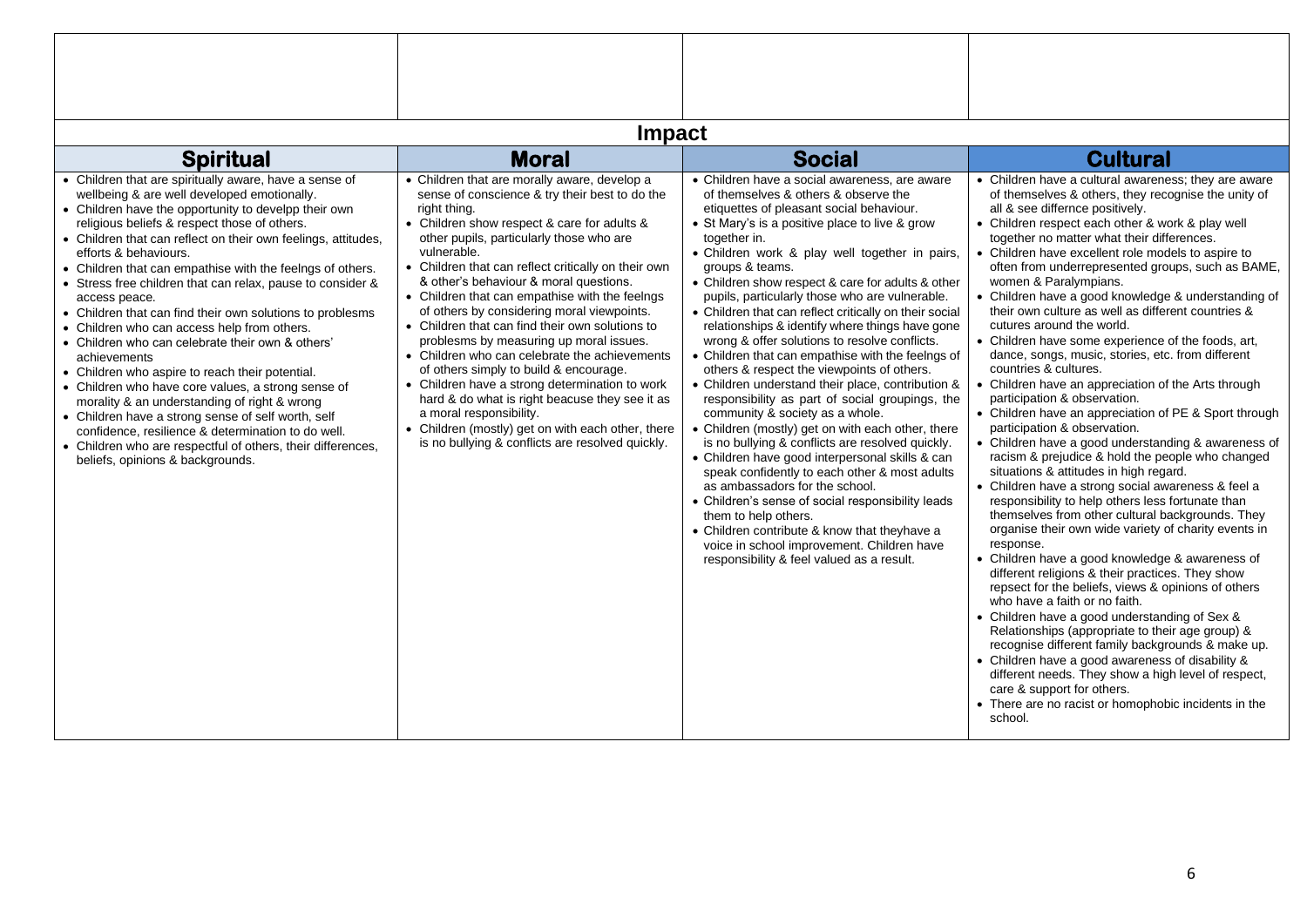## Impact

| Spiritual | Moral | Social | Cultural |
|---|---|---|---|
| • Children that are spiritually aware, have a sense of wellbeing & are well developed emotionally.<br>• Children have the opportunity to develpp their own religious beliefs & respect those of others.<br>• Children that can reflect on their own feelings, attitudes, efforts & behaviours.<br>• Children that can empathise with the feelngs of others.<br>• Stress free children that can relax, pause to consider & access peace.<br>• Children that can find their own solutions to problesms<br>• Children who can access help from others.<br>• Children who can celebrate their own & others' achievements<br>• Children who aspire to reach their potential.<br>• Children who have core values, a strong sense of morality & an understanding of right & wrong<br>• Children have a strong sense of self worth, self confidence, resilience & determination to do well.<br>• Children who are respectful of others, their differences, beliefs, opinions & backgrounds. | • Children that are morally aware, develop a sense of conscience & try their best to do the right thing.<br>• Children show respect & care for adults & other pupils, particularly those who are vulnerable.<br>• Children that can reflect critically on their own & other's behaviour & moral questions.<br>• Children that can empathise with the feelngs of others by considering moral viewpoints.<br>• Children that can find their own solutions to problesms by measuring up moral issues.<br>• Children who can celebrate the achievements of others simply to build & encourage.<br>• Children have a strong determination to work hard & do what is right beacuse they see it as a moral responsibility.<br>• Children (mostly) get on with each other, there is no bullying & conflicts are resolved quickly. | • Children have a social awareness, are aware of themselves & others & observe the etiquettes of pleasant social behaviour.<br>• St Mary's is a positive place to live & grow together in.<br>• Children work & play well together in pairs, groups & teams.<br>• Children show respect & care for adults & other pupils, particularly those who are vulnerable.<br>• Children that can reflect critically on their social relationships & identify where things have gone wrong & offer solutions to resolve conflicts.<br>• Children that can empathise with the feelngs of others & respect the viewpoints of others.<br>• Children understand their place, contribution & responsibility as part of social groupings, the community & society as a whole.<br>• Children (mostly) get on with each other, there is no bullying & conflicts are resolved quickly.<br>• Children have good interpersonal skills & can speak confidently to each other & most adults as ambassadors for the school.<br>• Children's sense of social responsibility leads them to help others.<br>• Children contribute & know that theyhave a voice in school improvement. Children have responsibility & feel valued as a result. | • Children have a cultural awareness; they are aware of themselves & others, they recognise the unity of all & see differnce positively.<br>• Children respect each other & work & play well together no matter what their differences.<br>• Children have excellent role models to aspire to often from underrepresented groups, such as BAME, women & Paralympians.<br>• Children have a good knowledge & understanding of their own culture as well as different countries & cutures around the world.<br>• Children have some experience of the foods, art, dance, songs, music, stories, etc. from different countries & cultures.<br>• Children have an appreciation of the Arts through participation & observation.<br>• Children have an appreciation of PE & Sport through participation & observation.<br>• Children have a good understanding & awareness of racism & prejudice & hold the people who changed situations & attitudes in high regard.<br>• Children have a strong social awareness & feel a responsibility to help others less fortunate than themselves from other cultural backgrounds. They organise their own wide variety of charity events in response.<br>• Children have a good knowledge & awareness of different religions & their practices. They show repsect for the beliefs, views & opinions of others who have a faith or no faith.<br>• Children have a good understanding of Sex & Relationships (appropriate to their age group) & recognise different family backgrounds & make up.<br>• Children have a good awareness of disability & different needs. They show a high level of respect, care & support for others.<br>• There are no racist or homophobic incidents in the school. |